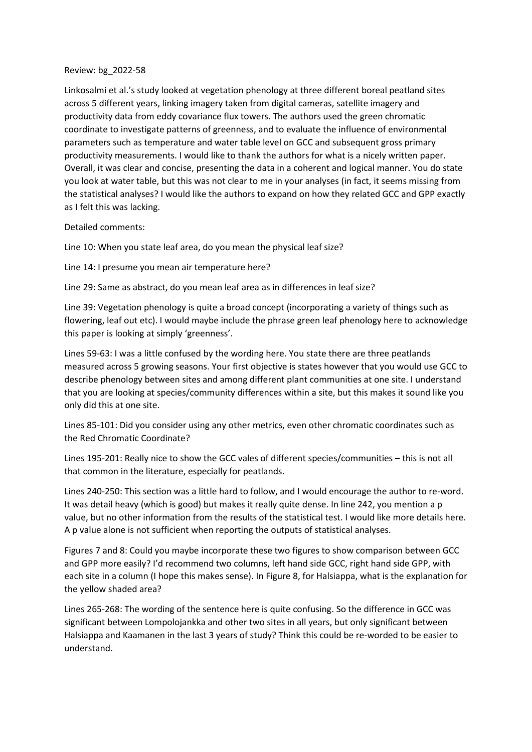Review: bg_2022-58

Linkosalmi et al.'s study looked at vegetation phenology at three different boreal peatland sites across 5 different years, linking imagery taken from digital cameras, satellite imagery and productivity data from eddy covariance flux towers. The authors used the green chromatic coordinate to investigate patterns of greenness, and to evaluate the influence of environmental parameters such as temperature and water table level on GCC and subsequent gross primary productivity measurements. I would like to thank the authors for what is a nicely written paper. Overall, it was clear and concise, presenting the data in a coherent and logical manner. You do state you look at water table, but this was not clear to me in your analyses (in fact, it seems missing from the statistical analyses? I would like the authors to expand on how they related GCC and GPP exactly as I felt this was lacking.

Detailed comments:

Line 10: When you state leaf area, do you mean the physical leaf size?

Line 14: I presume you mean air temperature here?

Line 29: Same as abstract, do you mean leaf area as in differences in leaf size?

Line 39: Vegetation phenology is quite a broad concept (incorporating a variety of things such as flowering, leaf out etc). I would maybe include the phrase green leaf phenology here to acknowledge this paper is looking at simply 'greenness'.

Lines 59-63: I was a little confused by the wording here. You state there are three peatlands measured across 5 growing seasons. Your first objective is states however that you would use GCC to describe phenology between sites and among different plant communities at one site. I understand that you are looking at species/community differences within a site, but this makes it sound like you only did this at one site.

Lines 85-101: Did you consider using any other metrics, even other chromatic coordinates such as the Red Chromatic Coordinate?

Lines 195-201: Really nice to show the GCC vales of different species/communities – this is not all that common in the literature, especially for peatlands.

Lines 240-250: This section was a little hard to follow, and I would encourage the author to re-word. It was detail heavy (which is good) but makes it really quite dense. In line 242, you mention a p value, but no other information from the results of the statistical test. I would like more details here. A p value alone is not sufficient when reporting the outputs of statistical analyses.

Figures 7 and 8: Could you maybe incorporate these two figures to show comparison between GCC and GPP more easily? I'd recommend two columns, left hand side GCC, right hand side GPP, with each site in a column (I hope this makes sense). In Figure 8, for Halsiappa, what is the explanation for the yellow shaded area?

Lines 265-268: The wording of the sentence here is quite confusing. So the difference in GCC was significant between Lompolojankka and other two sites in all years, but only significant between Halsiappa and Kaamanen in the last 3 years of study? Think this could be re-worded to be easier to understand.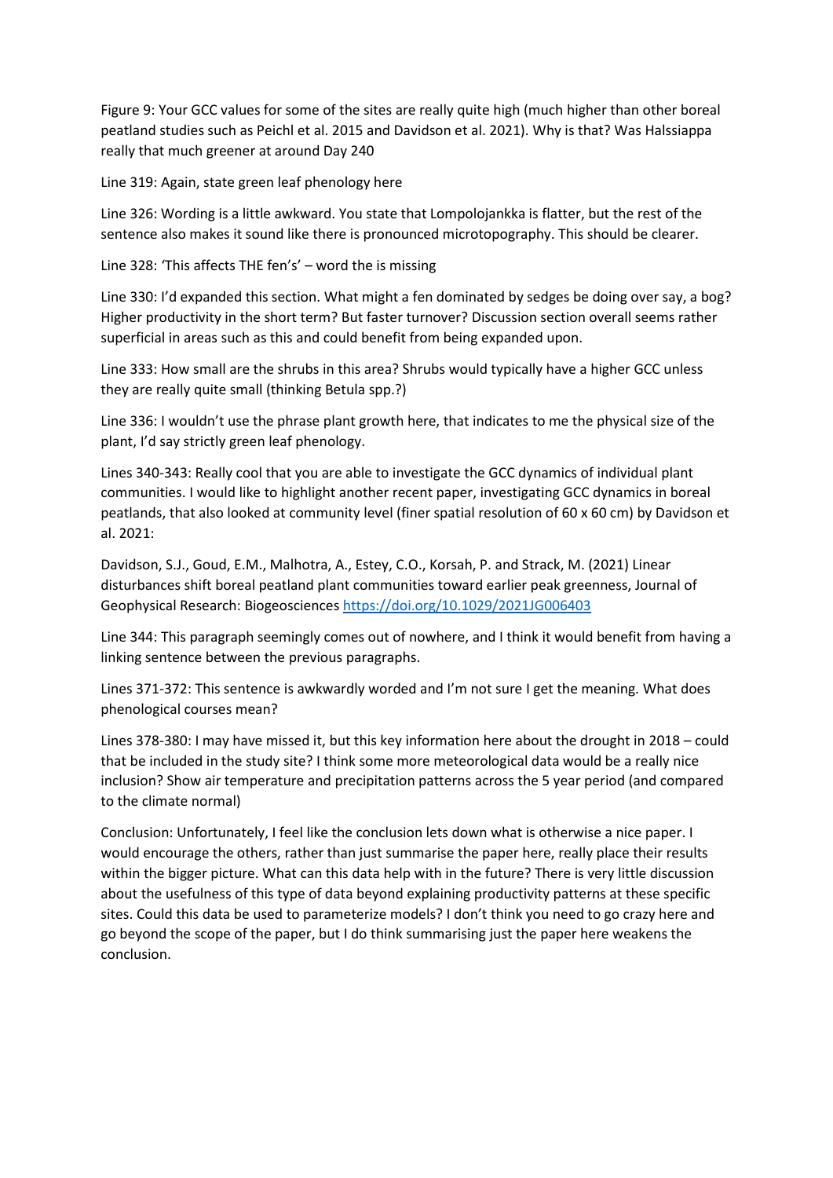Figure 9: Your GCC values for some of the sites are really quite high (much higher than other boreal peatland studies such as Peichl et al. 2015 and Davidson et al. 2021). Why is that? Was Halssiappa really that much greener at around Day 240

Line 319: Again, state green leaf phenology here

Line 326: Wording is a little awkward. You state that Lompolojankka is flatter, but the rest of the sentence also makes it sound like there is pronounced microtopography. This should be clearer.

Line 328: 'This affects THE fen's' – word the is missing

Line 330: I'd expanded this section. What might a fen dominated by sedges be doing over say, a bog? Higher productivity in the short term? But faster turnover? Discussion section overall seems rather superficial in areas such as this and could benefit from being expanded upon.

Line 333: How small are the shrubs in this area? Shrubs would typically have a higher GCC unless they are really quite small (thinking Betula spp.?)

Line 336: I wouldn't use the phrase plant growth here, that indicates to me the physical size of the plant, I'd say strictly green leaf phenology.

Lines 340-343: Really cool that you are able to investigate the GCC dynamics of individual plant communities. I would like to highlight another recent paper, investigating GCC dynamics in boreal peatlands, that also looked at community level (finer spatial resolution of 60 x 60 cm) by Davidson et al. 2021:

Davidson, S.J., Goud, E.M., Malhotra, A., Estey, C.O., Korsah, P. and Strack, M. (2021) Linear disturbances shift boreal peatland plant communities toward earlier peak greenness, Journal of Geophysical Research: Biogeosciences https://doi.org/10.1029/2021JG006403

Line 344: This paragraph seemingly comes out of nowhere, and I think it would benefit from having a linking sentence between the previous paragraphs.

Lines 371-372: This sentence is awkwardly worded and I'm not sure I get the meaning. What does phenological courses mean?

Lines 378-380: I may have missed it, but this key information here about the drought in 2018 – could that be included in the study site? I think some more meteorological data would be a really nice inclusion? Show air temperature and precipitation patterns across the 5 year period (and compared to the climate normal)

Conclusion: Unfortunately, I feel like the conclusion lets down what is otherwise a nice paper. I would encourage the others, rather than just summarise the paper here, really place their results within the bigger picture. What can this data help with in the future? There is very little discussion about the usefulness of this type of data beyond explaining productivity patterns at these specific sites. Could this data be used to parameterize models? I don't think you need to go crazy here and go beyond the scope of the paper, but I do think summarising just the paper here weakens the conclusion.